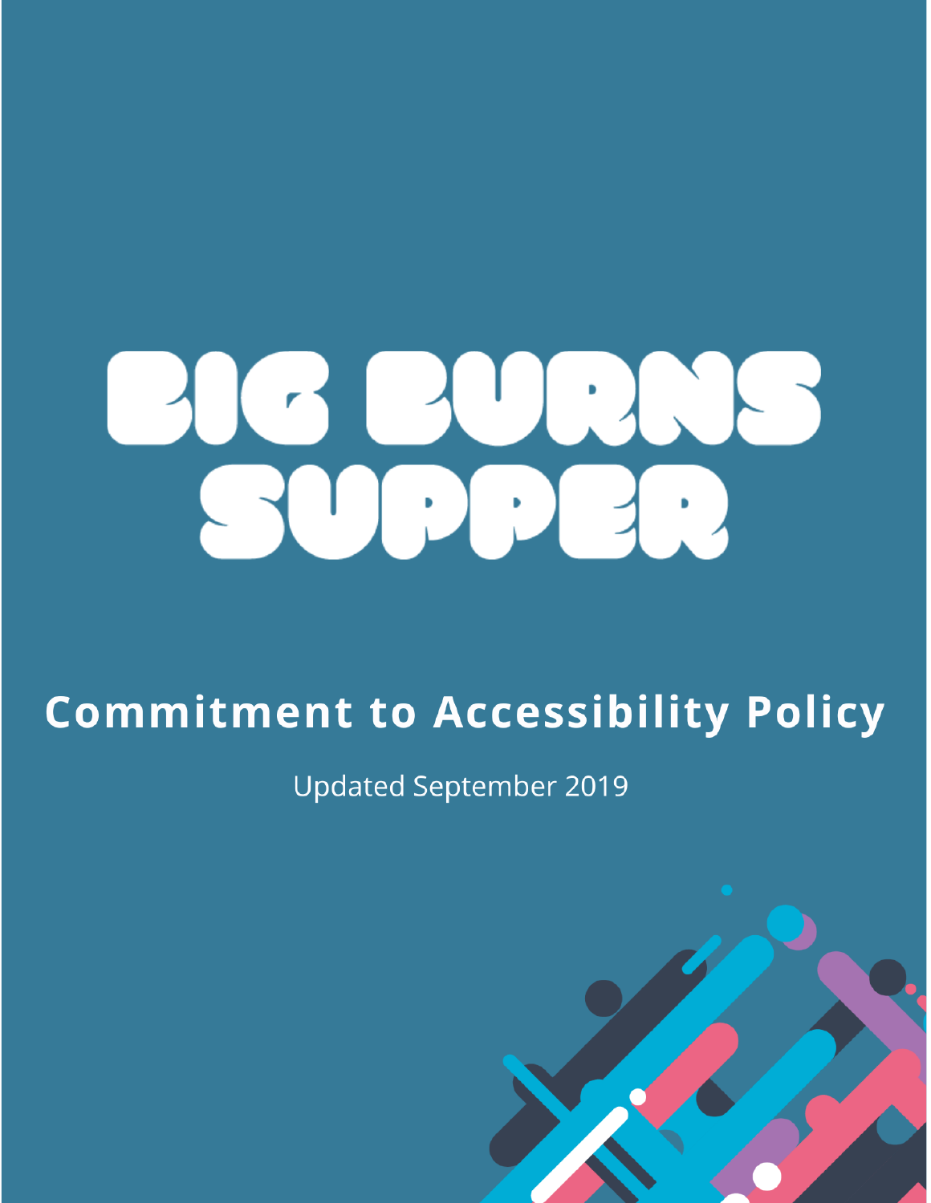# BIG BURNS SUPPER

## Commitment to Accessibility Policy

Updated September 2019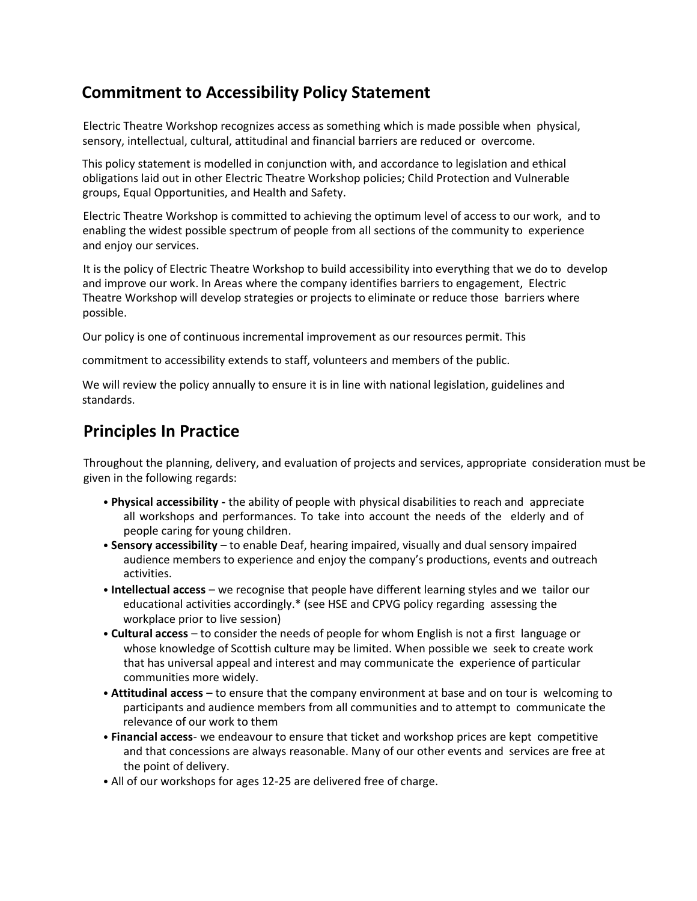## Commitment to Accessibility Policy Statement

Electric Theatre Workshop recognizes access as something which is made possible when physical, sensory, intellectual, cultural, attitudinal and financial barriers are reduced or overcome.

This policy statement is modelled in conjunction with, and accordance to legislation and ethical obligations laid out in other Electric Theatre Workshop policies; Child Protection and Vulnerable groups, Equal Opportunities, and Health and Safety.

Electric Theatre Workshop is committed to achieving the optimum level of access to our work, and to enabling the widest possible spectrum of people from all sections of the community to experience and enjoy our services.

It is the policy of Electric Theatre Workshop to build accessibility into everything that we do to develop and improve our work. In Areas where the company identifies barriers to engagement, Electric Theatre Workshop will develop strategies or projects to eliminate or reduce those barriers where possible.

Our policy is one of continuous incremental improvement as our resources permit. This

commitment to accessibility extends to staff, volunteers and members of the public.

We will review the policy annually to ensure it is in line with national legislation, guidelines and standards.

## Principles In Practice

Throughout the planning, delivery, and evaluation of projects and services, appropriate consideration must be given in the following regards:

- **Physical accessibility -** the ability of people with physical disabilities to reach and appreciate all workshops and performances. To take into account the needs of the elderly and of people caring for young children.
- **Sensory accessibility** – to enable Deaf, hearing impaired, visually and dual sensory impaired audience members to experience and enjoy the company's productions, events and outreach activities.
- **Intellectual access** – we recognise that people have different learning styles and we tailor our educational activities accordingly.* (see HSE and CPVG policy regarding assessing the workplace prior to live session)
- **Cultural access** – to consider the needs of people for whom English is not a first language or whose knowledge of Scottish culture may be limited. When possible we seek to create work that has universal appeal and interest and may communicate the experience of particular communities more widely.
- **Attitudinal access** – to ensure that the company environment at base and on tour is welcoming to participants and audience members from all communities and to attempt to communicate the relevance of our work to them
- **Financial access**- we endeavour to ensure that ticket and workshop prices are kept competitive and that concessions are always reasonable. Many of our other events and services are free at the point of delivery.
- All of our workshops for ages 12-25 are delivered free of charge.